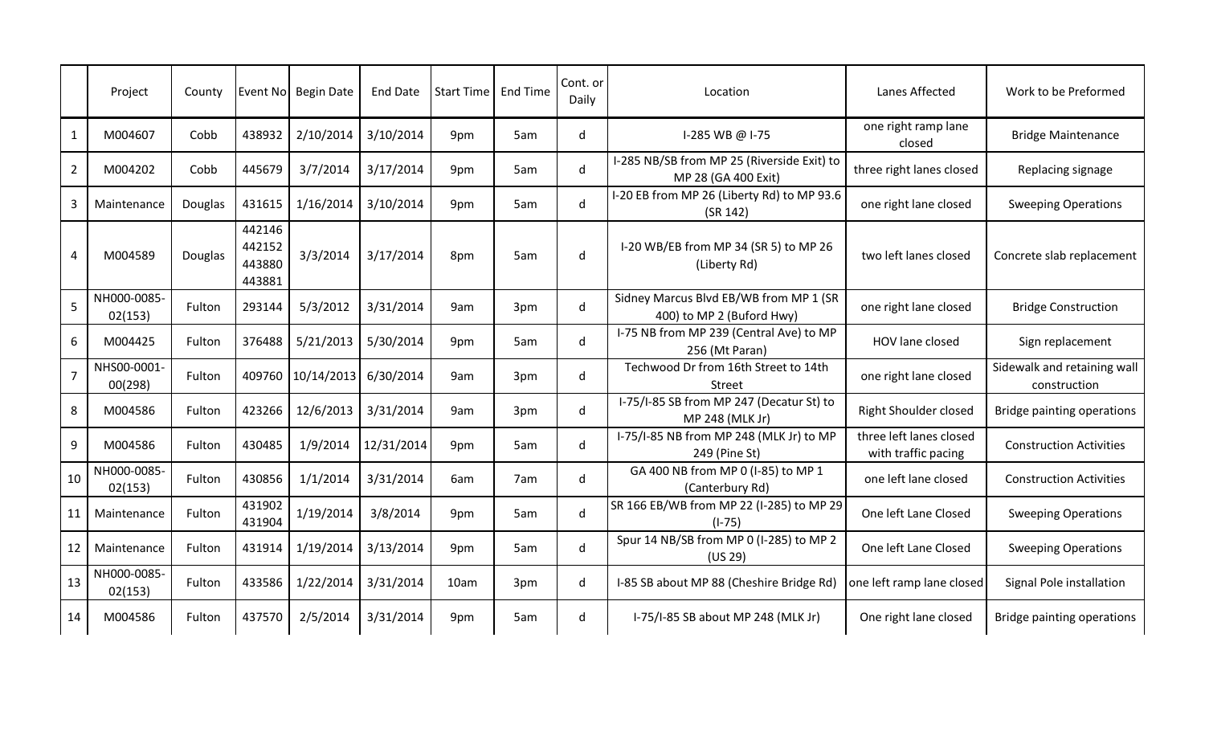| | Project | County | Event No | Begin Date | End Date | Start Time | End Time | Cont. or Daily | Location | Lanes Affected | Work to be Preformed |
|---|---|---|---|---|---|---|---|---|---|---|---|
| 1 | M004607 | Cobb | 438932 | 2/10/2014 | 3/10/2014 | 9pm | 5am | d | I-285 WB @ I-75 | one right ramp lane closed | Bridge Maintenance |
| 2 | M004202 | Cobb | 445679 | 3/7/2014 | 3/17/2014 | 9pm | 5am | d | I-285 NB/SB from MP 25 (Riverside Exit) to MP 28 (GA 400 Exit) | three right lanes closed | Replacing signage |
| 3 | Maintenance | Douglas | 431615 | 1/16/2014 | 3/10/2014 | 9pm | 5am | d | I-20 EB from MP 26 (Liberty Rd) to MP 93.6 (SR 142) | one right lane closed | Sweeping Operations |
| 4 | M004589 | Douglas | 442146 442152 443880 443881 | 3/3/2014 | 3/17/2014 | 8pm | 5am | d | I-20 WB/EB from MP 34 (SR 5) to MP 26 (Liberty Rd) | two left lanes closed | Concrete slab replacement |
| 5 | NH000-0085-02(153) | Fulton | 293144 | 5/3/2012 | 3/31/2014 | 9am | 3pm | d | Sidney Marcus Blvd EB/WB from MP 1 (SR 400) to MP 2 (Buford Hwy) | one right lane closed | Bridge Construction |
| 6 | M004425 | Fulton | 376488 | 5/21/2013 | 5/30/2014 | 9pm | 5am | d | I-75 NB from MP 239 (Central Ave) to MP 256 (Mt Paran) | HOV lane closed | Sign replacement |
| 7 | NHS00-0001-00(298) | Fulton | 409760 | 10/14/2013 | 6/30/2014 | 9am | 3pm | d | Techwood Dr from 16th Street to 14th Street | one right lane closed | Sidewalk and retaining wall construction |
| 8 | M004586 | Fulton | 423266 | 12/6/2013 | 3/31/2014 | 9am | 3pm | d | I-75/I-85 SB from MP 247 (Decatur St) to MP 248 (MLK Jr) | Right Shoulder closed | Bridge painting operations |
| 9 | M004586 | Fulton | 430485 | 1/9/2014 | 12/31/2014 | 9pm | 5am | d | I-75/I-85 NB from MP 248 (MLK Jr) to MP 249 (Pine St) | three left lanes closed with traffic pacing | Construction Activities |
| 10 | NH000-0085-02(153) | Fulton | 430856 | 1/1/2014 | 3/31/2014 | 6am | 7am | d | GA 400 NB from MP 0 (I-85) to MP 1 (Canterbury Rd) | one left lane closed | Construction Activities |
| 11 | Maintenance | Fulton | 431902 431904 | 1/19/2014 | 3/8/2014 | 9pm | 5am | d | SR 166 EB/WB from MP 22 (I-285) to MP 29 (I-75) | One left Lane Closed | Sweeping Operations |
| 12 | Maintenance | Fulton | 431914 | 1/19/2014 | 3/13/2014 | 9pm | 5am | d | Spur 14 NB/SB from MP 0 (I-285) to MP 2 (US 29) | One left Lane Closed | Sweeping Operations |
| 13 | NH000-0085-02(153) | Fulton | 433586 | 1/22/2014 | 3/31/2014 | 10am | 3pm | d | I-85 SB about MP 88 (Cheshire Bridge Rd) | one left ramp lane closed | Signal Pole installation |
| 14 | M004586 | Fulton | 437570 | 2/5/2014 | 3/31/2014 | 9pm | 5am | d | I-75/I-85 SB about MP 248 (MLK Jr) | One right lane closed | Bridge painting operations |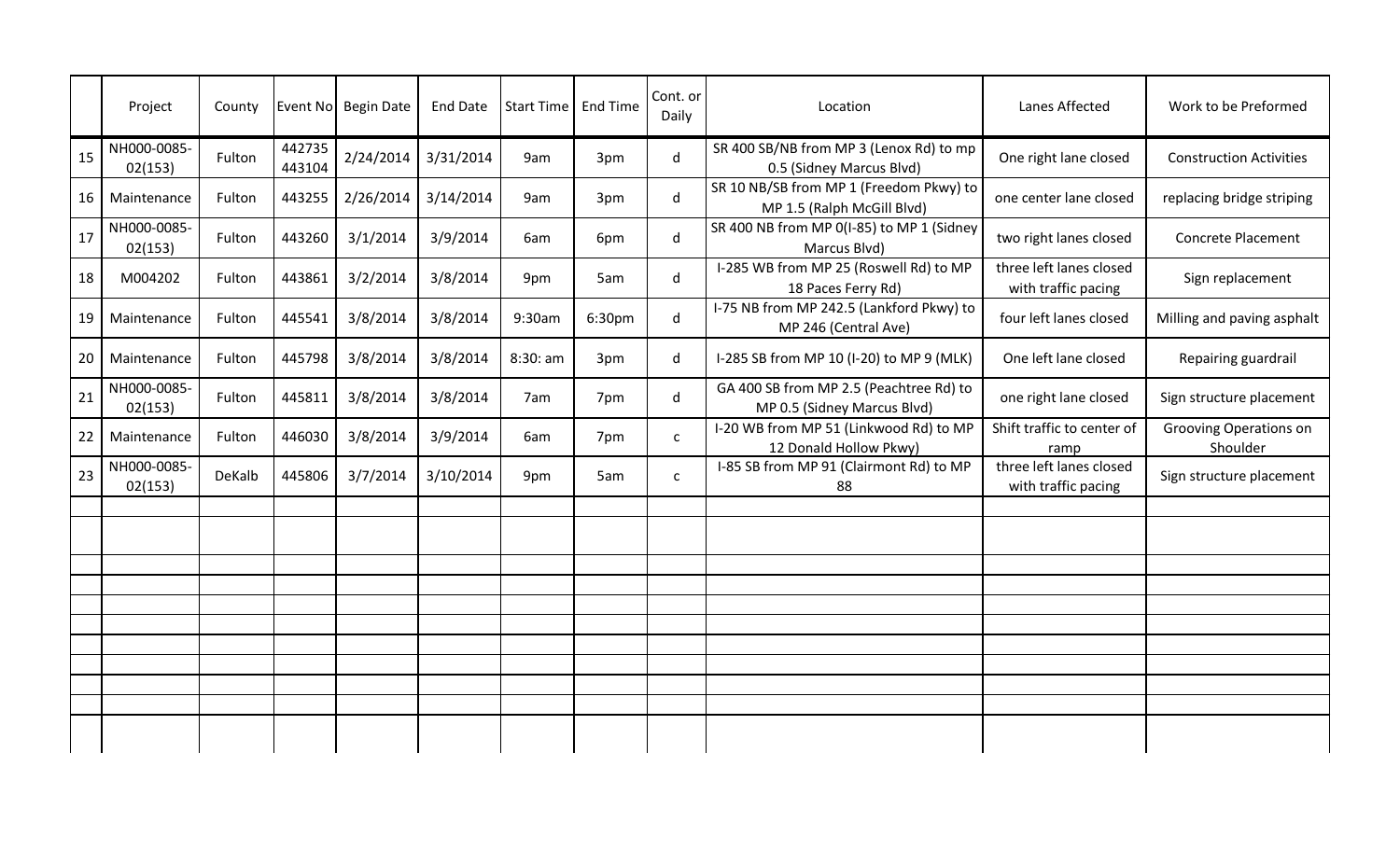|  | Project | County | Event No | Begin Date | End Date | Start Time | End Time | Cont. or Daily | Location | Lanes Affected | Work to be Preformed |
|---|---|---|---|---|---|---|---|---|---|---|---|
| 15 | NH000-0085-02(153) | Fulton | 442735 443104 | 2/24/2014 | 3/31/2014 | 9am | 3pm | d | SR 400 SB/NB from MP 3 (Lenox Rd) to mp 0.5 (Sidney Marcus Blvd) | One right lane closed | Construction Activities |
| 16 | Maintenance | Fulton | 443255 | 2/26/2014 | 3/14/2014 | 9am | 3pm | d | SR 10 NB/SB from MP 1 (Freedom Pkwy) to MP 1.5 (Ralph McGill Blvd) | one center lane closed | replacing bridge striping |
| 17 | NH000-0085-02(153) | Fulton | 443260 | 3/1/2014 | 3/9/2014 | 6am | 6pm | d | SR 400 NB from MP 0(I-85) to MP 1 (Sidney Marcus Blvd) | two right lanes closed | Concrete Placement |
| 18 | M004202 | Fulton | 443861 | 3/2/2014 | 3/8/2014 | 9pm | 5am | d | I-285 WB from MP 25 (Roswell Rd) to MP 18 Paces Ferry Rd) | three left lanes closed with traffic pacing | Sign replacement |
| 19 | Maintenance | Fulton | 445541 | 3/8/2014 | 3/8/2014 | 9:30am | 6:30pm | d | I-75 NB from MP 242.5 (Lankford Pkwy) to MP 246 (Central Ave) | four left lanes closed | Milling and paving asphalt |
| 20 | Maintenance | Fulton | 445798 | 3/8/2014 | 3/8/2014 | 8:30: am | 3pm | d | I-285 SB from MP 10 (I-20) to MP 9 (MLK) | One left lane closed | Repairing guardrail |
| 21 | NH000-0085-02(153) | Fulton | 445811 | 3/8/2014 | 3/8/2014 | 7am | 7pm | d | GA 400 SB from MP 2.5 (Peachtree Rd) to MP 0.5 (Sidney Marcus Blvd) | one right lane closed | Sign structure placement |
| 22 | Maintenance | Fulton | 446030 | 3/8/2014 | 3/9/2014 | 6am | 7pm | c | I-20 WB from MP 51 (Linkwood Rd) to MP 12 Donald Hollow Pkwy) | Shift traffic to center of ramp | Grooving Operations on Shoulder |
| 23 | NH000-0085-02(153) | DeKalb | 445806 | 3/7/2014 | 3/10/2014 | 9pm | 5am | c | I-85 SB from MP 91 (Clairmont Rd) to MP 88 | three left lanes closed with traffic pacing | Sign structure placement |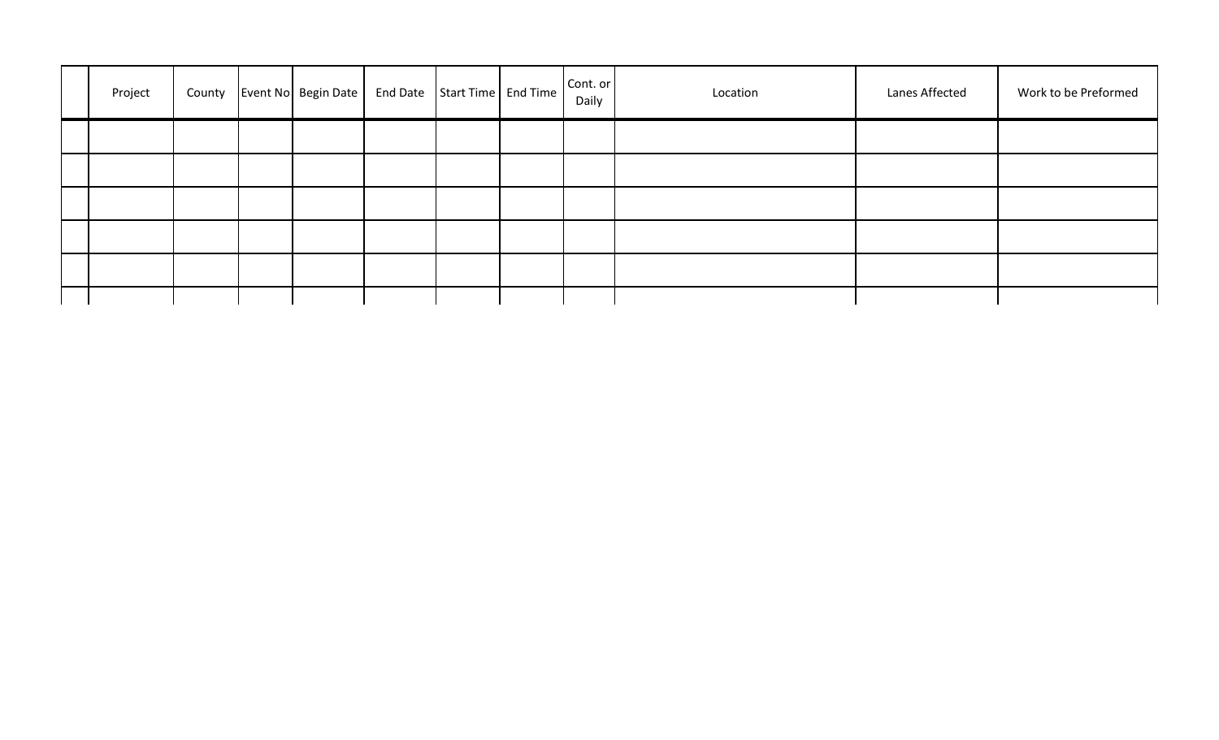| | Project | County | Event No | Begin Date | End Date | Start Time | End Time | Cont. or Daily | Location | Lanes Affected | Work to be Preformed |
|---|---|---|---|---|---|---|---|---|---|---|---|
| | | | | | | | | | | | |
| | | | | | | | | | | | |
| | | | | | | | | | | | |
| | | | | | | | | | | | |
| | | | | | | | | | | | |
| | | | | | | | | | | | |